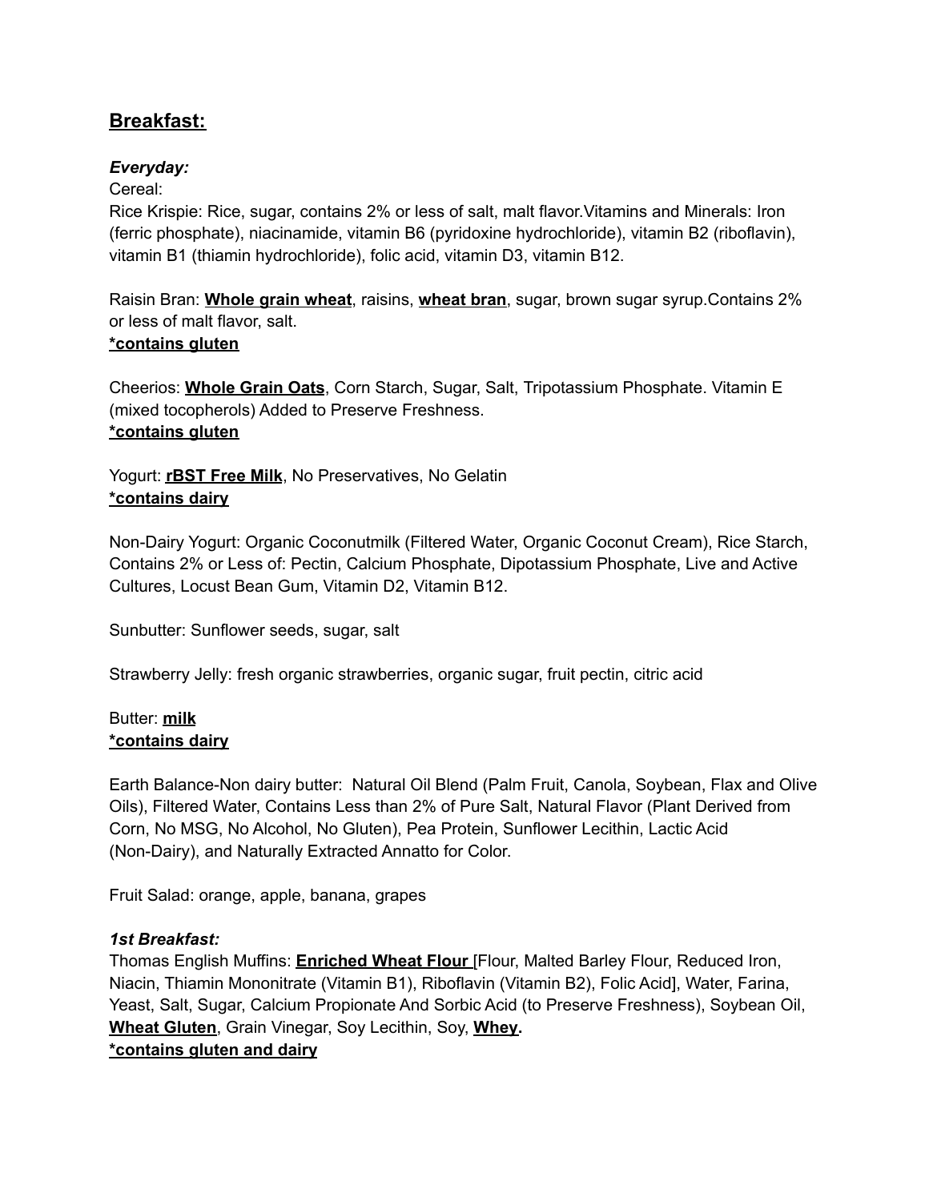## **Breakfast:**

***Everyday:***

Cereal:

Rice Krispie: Rice, sugar, contains 2% or less of salt, malt flavor.Vitamins and Minerals: Iron (ferric phosphate), niacinamide, vitamin B6 (pyridoxine hydrochloride), vitamin B2 (riboflavin), vitamin B1 (thiamin hydrochloride), folic acid, vitamin D3, vitamin B12.

Raisin Bran: **Whole grain wheat**, raisins, **wheat bran**, sugar, brown sugar syrup.Contains 2% or less of malt flavor, salt.
**\*contains gluten**

Cheerios: **Whole Grain Oats**, Corn Starch, Sugar, Salt, Tripotassium Phosphate. Vitamin E (mixed tocopherols) Added to Preserve Freshness.
**\*contains gluten**

Yogurt: **rBST Free Milk**, No Preservatives, No Gelatin
**\*contains dairy**

Non-Dairy Yogurt: Organic Coconutmilk (Filtered Water, Organic Coconut Cream), Rice Starch, Contains 2% or Less of: Pectin, Calcium Phosphate, Dipotassium Phosphate, Live and Active Cultures, Locust Bean Gum, Vitamin D2, Vitamin B12.

Sunbutter: Sunflower seeds, sugar, salt

Strawberry Jelly: fresh organic strawberries, organic sugar, fruit pectin, citric acid

Butter: **milk**
**\*contains dairy**

Earth Balance-Non dairy butter: Natural Oil Blend (Palm Fruit, Canola, Soybean, Flax and Olive Oils), Filtered Water, Contains Less than 2% of Pure Salt, Natural Flavor (Plant Derived from Corn, No MSG, No Alcohol, No Gluten), Pea Protein, Sunflower Lecithin, Lactic Acid (Non-Dairy), and Naturally Extracted Annatto for Color.

Fruit Salad: orange, apple, banana, grapes

***1st Breakfast:***

Thomas English Muffins: **Enriched Wheat Flour** [Flour, Malted Barley Flour, Reduced Iron, Niacin, Thiamin Mononitrate (Vitamin B1), Riboflavin (Vitamin B2), Folic Acid], Water, Farina, Yeast, Salt, Sugar, Calcium Propionate And Sorbic Acid (to Preserve Freshness), Soybean Oil, **Wheat Gluten**, Grain Vinegar, Soy Lecithin, Soy, **Whey.**
**\*contains gluten and dairy**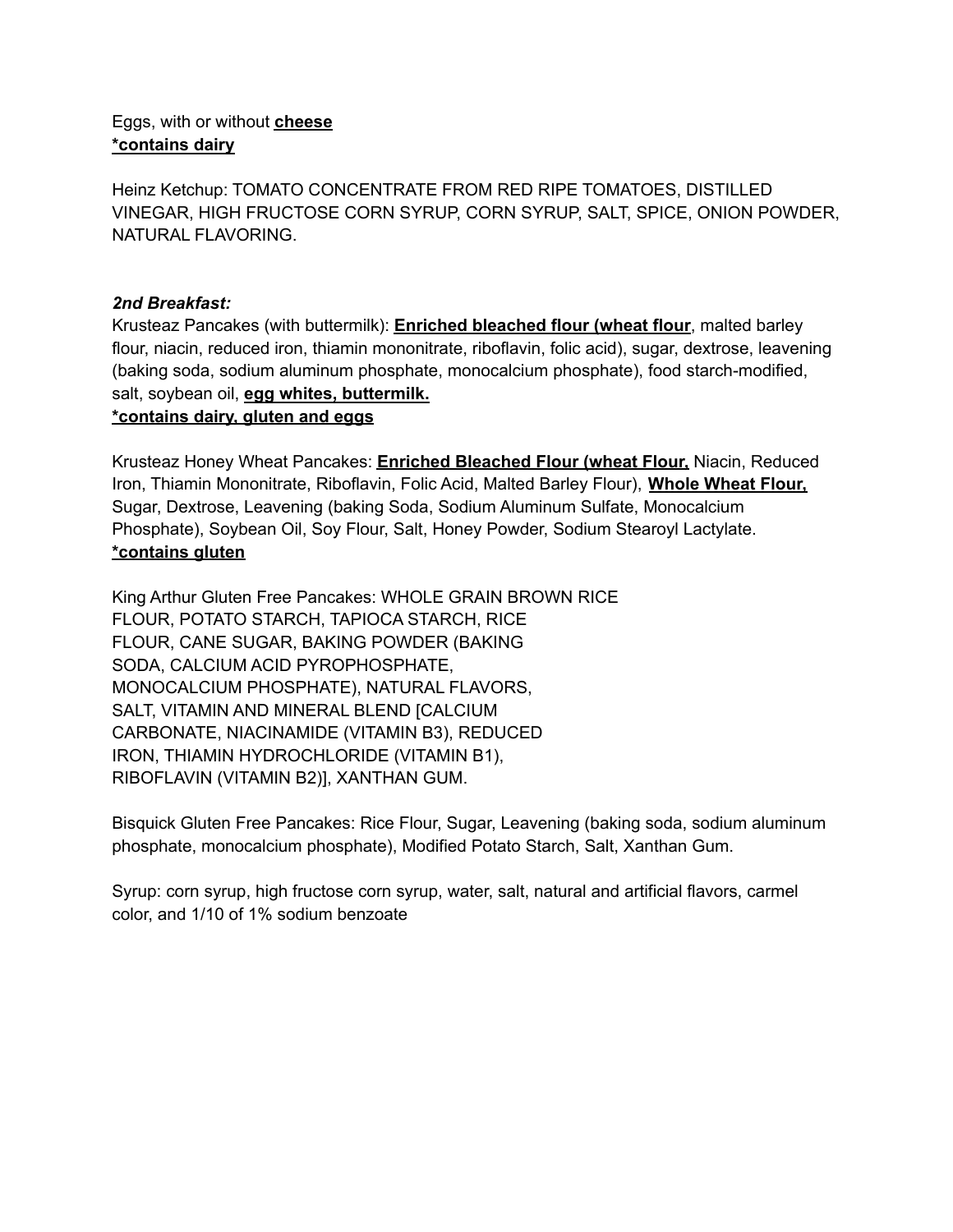Eggs, with or without **cheese**
***contains dairy**

Heinz Ketchup: TOMATO CONCENTRATE FROM RED RIPE TOMATOES, DISTILLED VINEGAR, HIGH FRUCTOSE CORN SYRUP, CORN SYRUP, SALT, SPICE, ONION POWDER, NATURAL FLAVORING.

***2nd Breakfast:***
Krusteaz Pancakes (with buttermilk): **Enriched bleached flour (wheat flour**, malted barley flour, niacin, reduced iron, thiamin mononitrate, riboflavin, folic acid), sugar, dextrose, leavening (baking soda, sodium aluminum phosphate, monocalcium phosphate), food starch-modified, salt, soybean oil, **egg whites, buttermilk.**
***contains dairy, gluten and eggs**

Krusteaz Honey Wheat Pancakes: **Enriched Bleached Flour (wheat Flour,** Niacin, Reduced Iron, Thiamin Mononitrate, Riboflavin, Folic Acid, Malted Barley Flour), **Whole Wheat Flour,** Sugar, Dextrose, Leavening (baking Soda, Sodium Aluminum Sulfate, Monocalcium Phosphate), Soybean Oil, Soy Flour, Salt, Honey Powder, Sodium Stearoyl Lactylate.
***contains gluten**

King Arthur Gluten Free Pancakes: WHOLE GRAIN BROWN RICE FLOUR, POTATO STARCH, TAPIOCA STARCH, RICE FLOUR, CANE SUGAR, BAKING POWDER (BAKING SODA, CALCIUM ACID PYROPHOSPHATE, MONOCALCIUM PHOSPHATE), NATURAL FLAVORS, SALT, VITAMIN AND MINERAL BLEND [CALCIUM CARBONATE, NIACINAMIDE (VITAMIN B3), REDUCED IRON, THIAMIN HYDROCHLORIDE (VITAMIN B1), RIBOFLAVIN (VITAMIN B2)], XANTHAN GUM.

Bisquick Gluten Free Pancakes: Rice Flour, Sugar, Leavening (baking soda, sodium aluminum phosphate, monocalcium phosphate), Modified Potato Starch, Salt, Xanthan Gum.

Syrup: corn syrup, high fructose corn syrup, water, salt, natural and artificial flavors, carmel color, and 1/10 of 1% sodium benzoate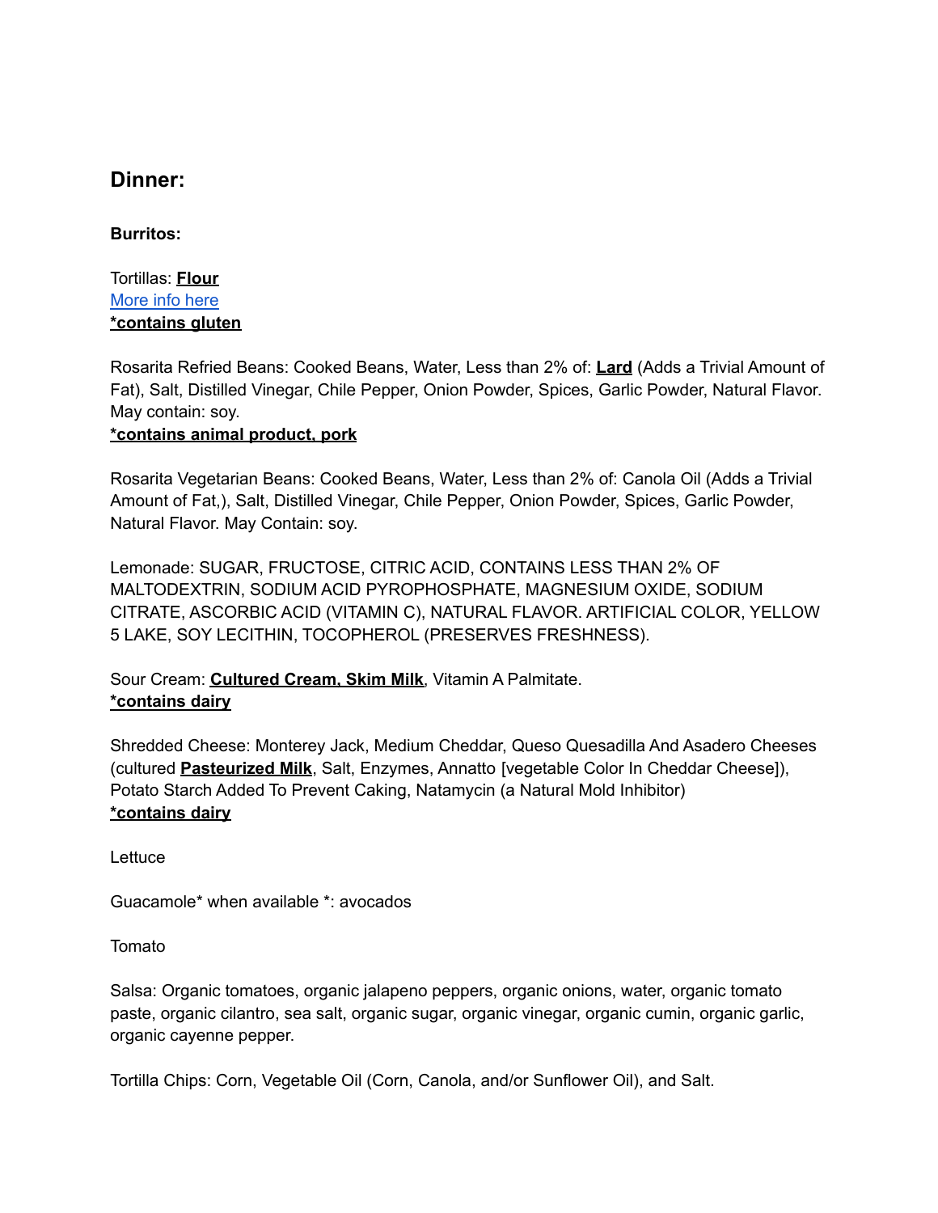## Dinner:

**Burritos:**

Tortillas: **Flour**
More info here
***contains gluten**

Rosarita Refried Beans: Cooked Beans, Water, Less than 2% of: **Lard** (Adds a Trivial Amount of Fat), Salt, Distilled Vinegar, Chile Pepper, Onion Powder, Spices, Garlic Powder, Natural Flavor. May contain: soy.
***contains animal product, pork**

Rosarita Vegetarian Beans: Cooked Beans, Water, Less than 2% of: Canola Oil (Adds a Trivial Amount of Fat,), Salt, Distilled Vinegar, Chile Pepper, Onion Powder, Spices, Garlic Powder, Natural Flavor. May Contain: soy.

Lemonade: SUGAR, FRUCTOSE, CITRIC ACID, CONTAINS LESS THAN 2% OF MALTODEXTRIN, SODIUM ACID PYROPHOSPHATE, MAGNESIUM OXIDE, SODIUM CITRATE, ASCORBIC ACID (VITAMIN C), NATURAL FLAVOR. ARTIFICIAL COLOR, YELLOW 5 LAKE, SOY LECITHIN, TOCOPHEROL (PRESERVES FRESHNESS).

Sour Cream: **Cultured Cream, Skim Milk**, Vitamin A Palmitate.
***contains dairy**

Shredded Cheese: Monterey Jack, Medium Cheddar, Queso Quesadilla And Asadero Cheeses (cultured **Pasteurized Milk**, Salt, Enzymes, Annatto [vegetable Color In Cheddar Cheese]), Potato Starch Added To Prevent Caking, Natamycin (a Natural Mold Inhibitor)
***contains dairy**

Lettuce

Guacamole* when available *: avocados

Tomato

Salsa: Organic tomatoes, organic jalapeno peppers, organic onions, water, organic tomato paste, organic cilantro, sea salt, organic sugar, organic vinegar, organic cumin, organic garlic, organic cayenne pepper.

Tortilla Chips: Corn, Vegetable Oil (Corn, Canola, and/or Sunflower Oil), and Salt.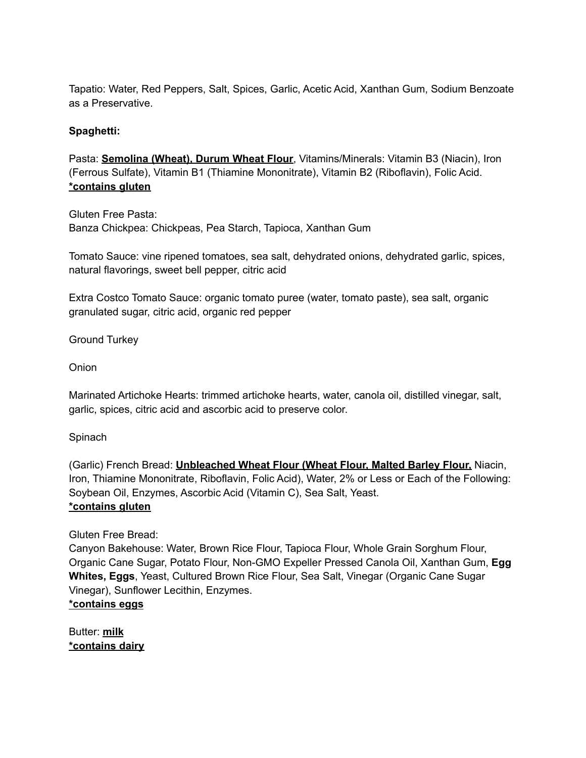Tapatio: Water, Red Peppers, Salt, Spices, Garlic, Acetic Acid, Xanthan Gum, Sodium Benzoate as a Preservative.

**Spaghetti:**

Pasta: <u>**Semolina (Wheat), Durum Wheat Flour**</u>, Vitamins/Minerals: Vitamin B3 (Niacin), Iron (Ferrous Sulfate), Vitamin B1 (Thiamine Mononitrate), Vitamin B2 (Riboflavin), Folic Acid.
<u>***contains gluten**</u>

Gluten Free Pasta:
Banza Chickpea: Chickpeas, Pea Starch, Tapioca, Xanthan Gum

Tomato Sauce: vine ripened tomatoes, sea salt, dehydrated onions, dehydrated garlic, spices, natural flavorings, sweet bell pepper, citric acid

Extra Costco Tomato Sauce: organic tomato puree (water, tomato paste), sea salt, organic granulated sugar, citric acid, organic red pepper

Ground Turkey

Onion

Marinated Artichoke Hearts: trimmed artichoke hearts, water, canola oil, distilled vinegar, salt, garlic, spices, citric acid and ascorbic acid to preserve color.

Spinach

(Garlic) French Bread: <u>**Unbleached Wheat Flour (Wheat Flour, Malted Barley Flour,**</u> Niacin, Iron, Thiamine Mononitrate, Riboflavin, Folic Acid), Water, 2% or Less or Each of the Following: Soybean Oil, Enzymes, Ascorbic Acid (Vitamin C), Sea Salt, Yeast.
<u>***contains gluten**</u>

Gluten Free Bread:
Canyon Bakehouse: Water, Brown Rice Flour, Tapioca Flour, Whole Grain Sorghum Flour, Organic Cane Sugar, Potato Flour, Non-GMO Expeller Pressed Canola Oil, Xanthan Gum, **Egg Whites, Eggs**, Yeast, Cultured Brown Rice Flour, Sea Salt, Vinegar (Organic Cane Sugar Vinegar), Sunflower Lecithin, Enzymes.
<u>***contains eggs**</u>

Butter: <u>**milk**</u>
<u>***contains dairy**</u>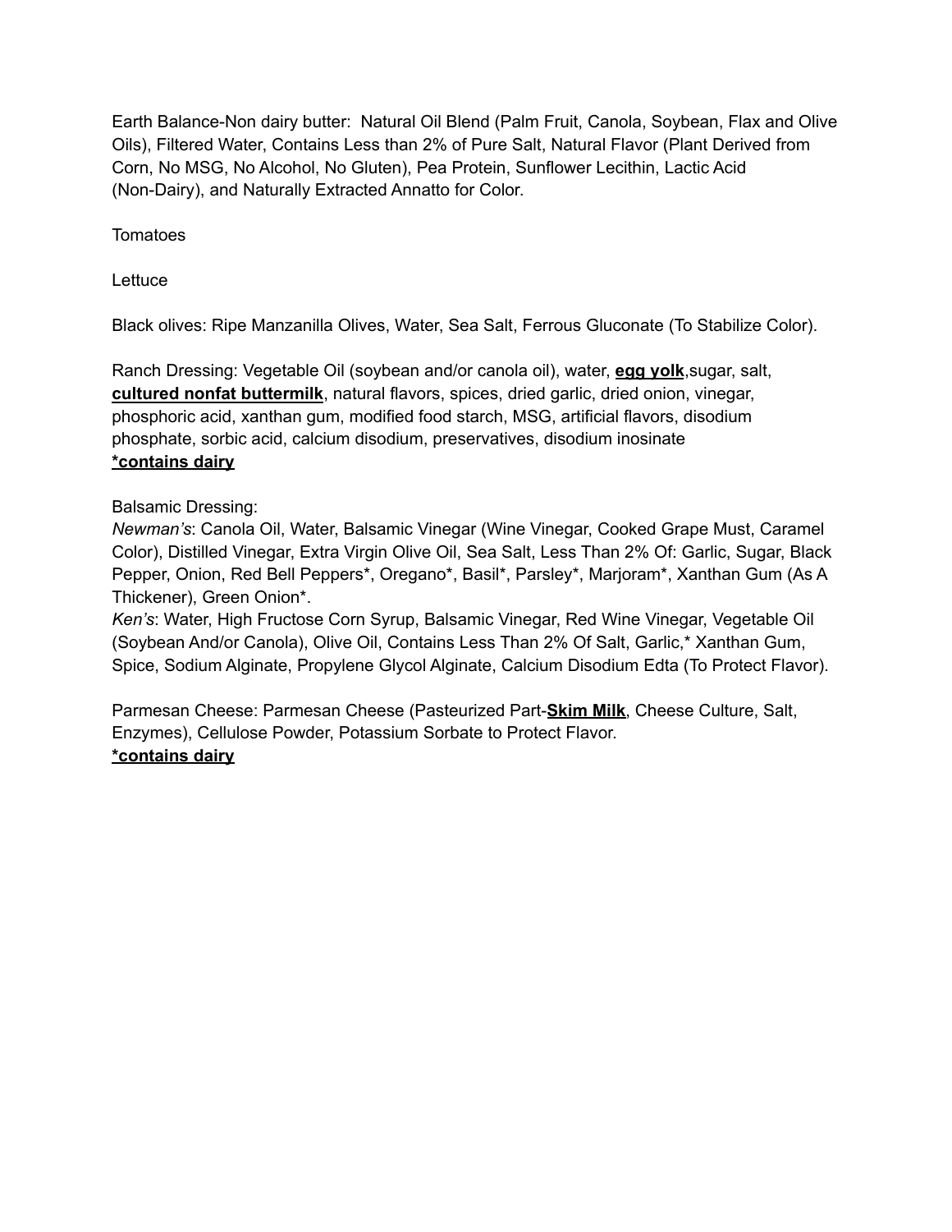Earth Balance-Non dairy butter: Natural Oil Blend (Palm Fruit, Canola, Soybean, Flax and Olive Oils), Filtered Water, Contains less than 2% of Pure Salt, Natural Flavor (Plant Derived from Corn, No MSG, No Alcohol, No Gluten), Pea Protein, Sunflower Lecithin, Lactic Acid (Non-Dairy), and Naturally Extracted Annatto for Color.

Tomatoes

Lettuce

Black olives: Ripe Manzanilla Olives, Water, Sea Salt, Ferrous Gluconate (To Stabilize Color).

Ranch Dressing: Vegetable Oil (soybean and/or canola oil), water, **egg yolk**,sugar, salt, **cultured nonfat buttermilk**, natural flavors, spices, dried garlic, dried onion, vinegar, phosphoric acid, xanthan gum, modified food starch, MSG, artificial flavors, disodium phosphate, sorbic acid, calcium disodium, preservatives, disodium inosinate
**\*contains dairy**

Balsamic Dressing:
*Newman's*: Canola Oil, Water, Balsamic Vinegar (Wine Vinegar, Cooked Grape Must, Caramel Color), Distilled Vinegar, Extra Virgin Olive Oil, Sea Salt, Less Than 2% Of: Garlic, Sugar, Black Pepper, Onion, Red Bell Peppers*, Oregano*, Basil*, Parsley*, Marjoram*, Xanthan Gum (As A Thickener), Green Onion*.
*Ken's*: Water, High Fructose Corn Syrup, Balsamic Vinegar, Red Wine Vinegar, Vegetable Oil (Soybean And/or Canola), Olive Oil, Contains Less Than 2% Of Salt, Garlic,* Xanthan Gum, Spice, Sodium Alginate, Propylene Glycol Alginate, Calcium Disodium Edta (To Protect Flavor).

Parmesan Cheese: Parmesan Cheese (Pasteurized Part-**Skim Milk**, Cheese Culture, Salt, Enzymes), Cellulose Powder, Potassium Sorbate to Protect Flavor.
**\*contains dairy**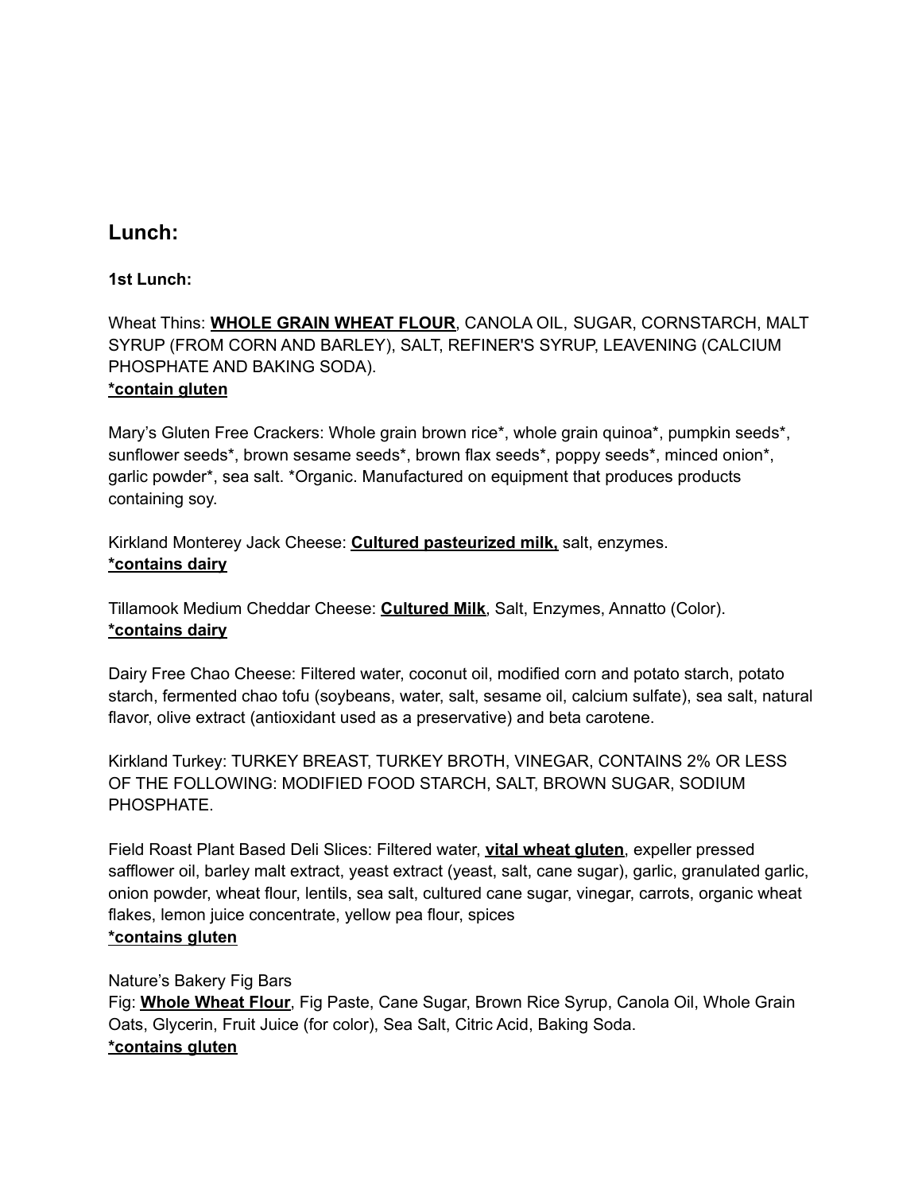## Lunch:

### 1st Lunch:

Wheat Thins: **WHOLE GRAIN WHEAT FLOUR**, CANOLA OIL, SUGAR, CORNSTARCH, MALT SYRUP (FROM CORN AND BARLEY), SALT, REFINER'S SYRUP, LEAVENING (CALCIUM PHOSPHATE AND BAKING SODA).
**\*contain gluten**

Mary's Gluten Free Crackers: Whole grain brown rice*, whole grain quinoa*, pumpkin seeds*, sunflower seeds*, brown sesame seeds*, brown flax seeds*, poppy seeds*, minced onion*, garlic powder*, sea salt. *Organic. Manufactured on equipment that produces products containing soy.

Kirkland Monterey Jack Cheese: **Cultured pasteurized milk,** salt, enzymes.
**\*contains dairy**

Tillamook Medium Cheddar Cheese: **Cultured Milk**, Salt, Enzymes, Annatto (Color).
**\*contains dairy**

Dairy Free Chao Cheese: Filtered water, coconut oil, modified corn and potato starch, potato starch, fermented chao tofu (soybeans, water, salt, sesame oil, calcium sulfate), sea salt, natural flavor, olive extract (antioxidant used as a preservative) and beta carotene.

Kirkland Turkey: TURKEY BREAST, TURKEY BROTH, VINEGAR, CONTAINS 2% OR LESS OF THE FOLLOWING: MODIFIED FOOD STARCH, SALT, BROWN SUGAR, SODIUM PHOSPHATE.

Field Roast Plant Based Deli Slices: Filtered water, **vital wheat gluten**, expeller pressed safflower oil, barley malt extract, yeast extract (yeast, salt, cane sugar), garlic, granulated garlic, onion powder, wheat flour, lentils, sea salt, cultured cane sugar, vinegar, carrots, organic wheat flakes, lemon juice concentrate, yellow pea flour, spices
**\*contains gluten**

Nature's Bakery Fig Bars
Fig: **Whole Wheat Flour**, Fig Paste, Cane Sugar, Brown Rice Syrup, Canola Oil, Whole Grain Oats, Glycerin, Fruit Juice (for color), Sea Salt, Citric Acid, Baking Soda.
**\*contains gluten**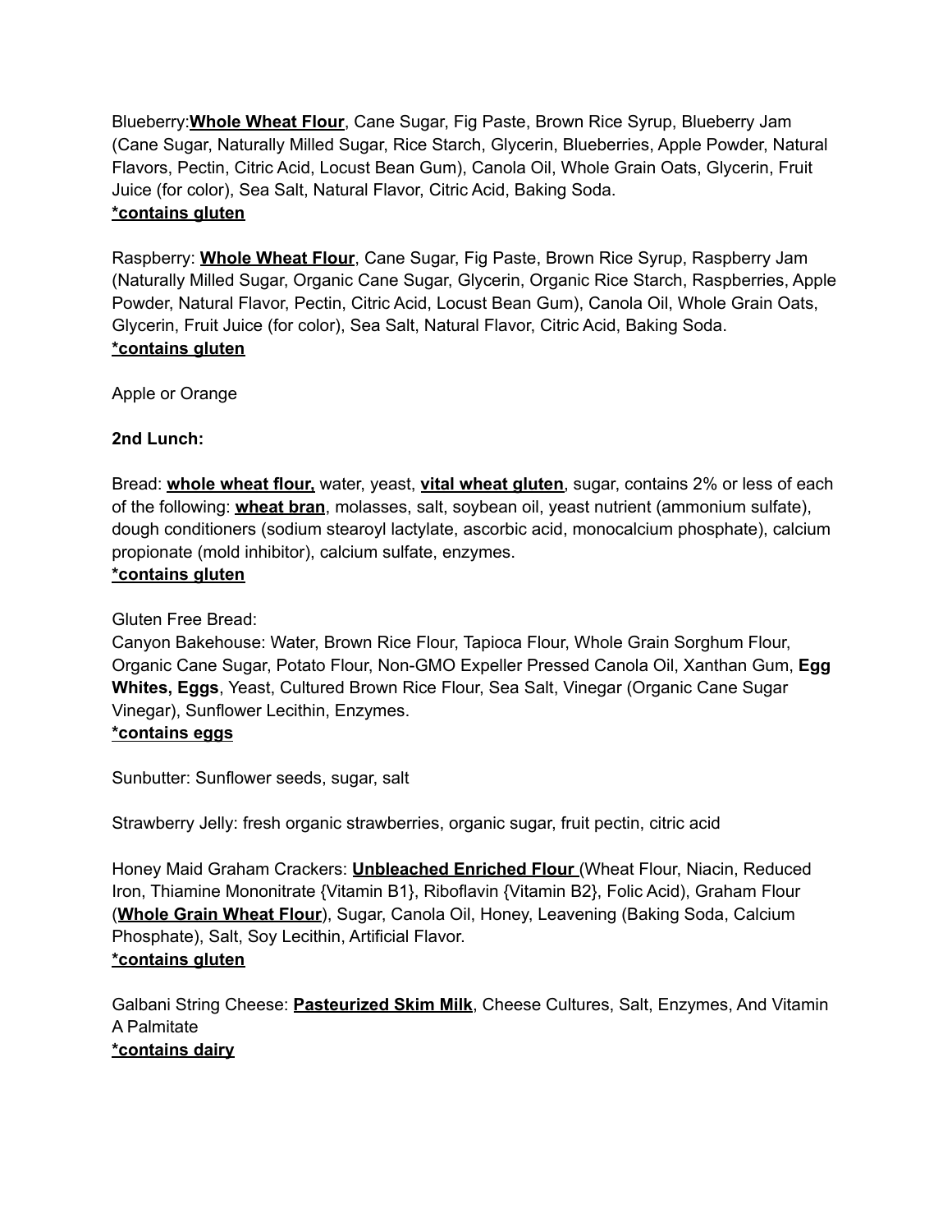Blueberry:**Whole Wheat Flour**, Cane Sugar, Fig Paste, Brown Rice Syrup, Blueberry Jam (Cane Sugar, Naturally Milled Sugar, Rice Starch, Glycerin, Blueberries, Apple Powder, Natural Flavors, Pectin, Citric Acid, Locust Bean Gum), Canola Oil, Whole Grain Oats, Glycerin, Fruit Juice (for color), Sea Salt, Natural Flavor, Citric Acid, Baking Soda.
***contains gluten**

Raspberry: **Whole Wheat Flour**, Cane Sugar, Fig Paste, Brown Rice Syrup, Raspberry Jam (Naturally Milled Sugar, Organic Cane Sugar, Glycerin, Organic Rice Starch, Raspberries, Apple Powder, Natural Flavor, Pectin, Citric Acid, Locust Bean Gum), Canola Oil, Whole Grain Oats, Glycerin, Fruit Juice (for color), Sea Salt, Natural Flavor, Citric Acid, Baking Soda.
***contains gluten**

Apple or Orange

**2nd Lunch:**

Bread: **whole wheat flour,** water, yeast, **vital wheat gluten**, sugar, contains 2% or less of each of the following: **wheat bran**, molasses, salt, soybean oil, yeast nutrient (ammonium sulfate), dough conditioners (sodium stearoyl lactylate, ascorbic acid, monocalcium phosphate), calcium propionate (mold inhibitor), calcium sulfate, enzymes.
***contains gluten**

Gluten Free Bread:
Canyon Bakehouse: Water, Brown Rice Flour, Tapioca Flour, Whole Grain Sorghum Flour, Organic Cane Sugar, Potato Flour, Non-GMO Expeller Pressed Canola Oil, Xanthan Gum, **Egg Whites, Eggs**, Yeast, Cultured Brown Rice Flour, Sea Salt, Vinegar (Organic Cane Sugar Vinegar), Sunflower Lecithin, Enzymes.
***contains eggs**

Sunbutter: Sunflower seeds, sugar, salt

Strawberry Jelly: fresh organic strawberries, organic sugar, fruit pectin, citric acid

Honey Maid Graham Crackers: **Unbleached Enriched Flour** (Wheat Flour, Niacin, Reduced Iron, Thiamine Mononitrate {Vitamin B1}, Riboflavin {Vitamin B2}, Folic Acid), Graham Flour (**Whole Grain Wheat Flour**), Sugar, Canola Oil, Honey, Leavening (Baking Soda, Calcium Phosphate), Salt, Soy Lecithin, Artificial Flavor.
***contains gluten**

Galbani String Cheese: **Pasteurized Skim Milk**, Cheese Cultures, Salt, Enzymes, And Vitamin A Palmitate
***contains dairy**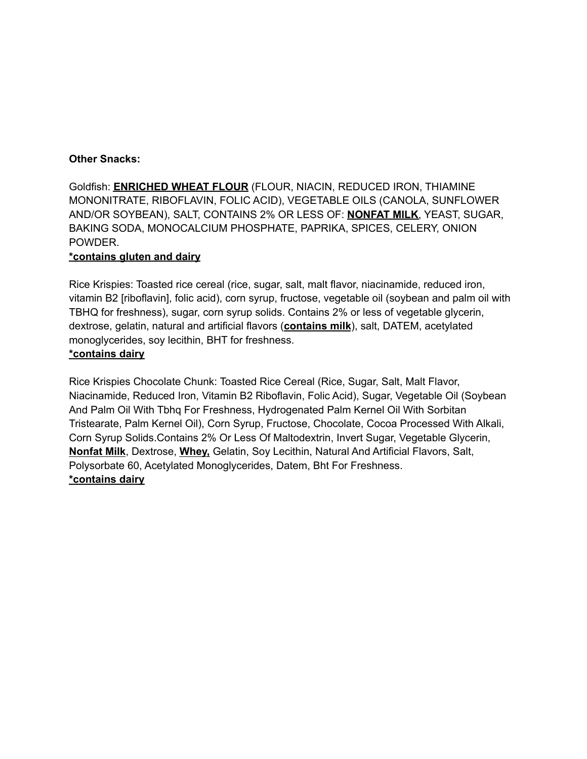**Other Snacks:**

Goldfish: **ENRICHED WHEAT FLOUR** (FLOUR, NIACIN, REDUCED IRON, THIAMINE MONONITRATE, RIBOFLAVIN, FOLIC ACID), VEGETABLE OILS (CANOLA, SUNFLOWER AND/OR SOYBEAN), SALT, CONTAINS 2% OR LESS OF: **NONFAT MILK**, YEAST, SUGAR, BAKING SODA, MONOCALCIUM PHOSPHATE, PAPRIKA, SPICES, CELERY, ONION POWDER.
**\*contains gluten and dairy**

Rice Krispies: Toasted rice cereal (rice, sugar, salt, malt flavor, niacinamide, reduced iron, vitamin B2 [riboflavin], folic acid), corn syrup, fructose, vegetable oil (soybean and palm oil with TBHQ for freshness), sugar, corn syrup solids. Contains 2% or less of vegetable glycerin, dextrose, gelatin, natural and artificial flavors (**contains milk**), salt, DATEM, acetylated monoglycerides, soy lecithin, BHT for freshness.
**\*contains dairy**

Rice Krispies Chocolate Chunk: Toasted Rice Cereal (Rice, Sugar, Salt, Malt Flavor, Niacinamide, Reduced Iron, Vitamin B2 Riboflavin, Folic Acid), Sugar, Vegetable Oil (Soybean And Palm Oil With Tbhq For Freshness, Hydrogenated Palm Kernel Oil With Sorbitan Tristearate, Palm Kernel Oil), Corn Syrup, Fructose, Chocolate, Cocoa Processed With Alkali, Corn Syrup Solids.Contains 2% Or Less Of Maltodextrin, Invert Sugar, Vegetable Glycerin, **Nonfat Milk**, Dextrose, **Whey,** Gelatin, Soy Lecithin, Natural And Artificial Flavors, Salt, Polysorbate 60, Acetylated Monoglycerides, Datem, Bht For Freshness.
**\*contains dairy**